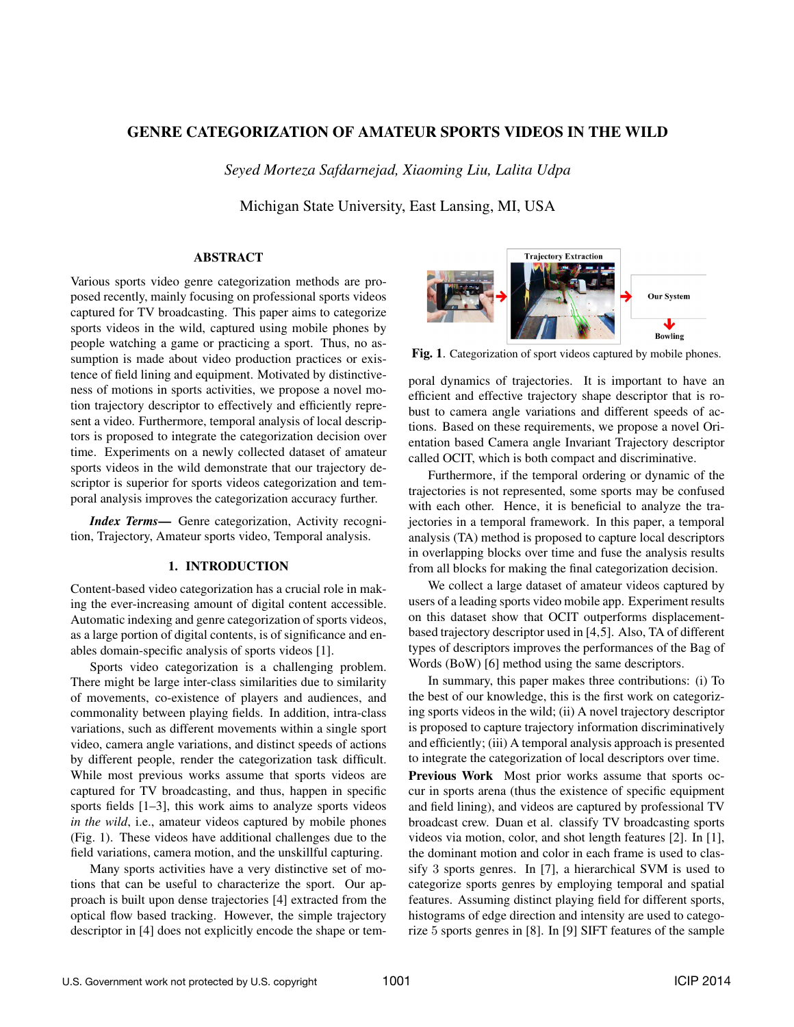# GENRE CATEGORIZATION OF AMATEUR SPORTS VIDEOS IN THE WILD

*Seyed Morteza Safdarnejad, Xiaoming Liu, Lalita Udpa*

Michigan State University, East Lansing, MI, USA

## ABSTRACT

Various sports video genre categorization methods are proposed recently, mainly focusing on professional sports videos captured for TV broadcasting. This paper aims to categorize sports videos in the wild, captured using mobile phones by people watching a game or practicing a sport. Thus, no assumption is made about video production practices or existence of field lining and equipment. Motivated by distinctiveness of motions in sports activities, we propose a novel motion trajectory descriptor to effectively and efficiently represent a video. Furthermore, temporal analysis of local descriptors is proposed to integrate the categorization decision over time. Experiments on a newly collected dataset of amateur sports videos in the wild demonstrate that our trajectory descriptor is superior for sports videos categorization and temporal analysis improves the categorization accuracy further.

***Index Terms*—** Genre categorization, Activity recognition, Trajectory, Amateur sports video, Temporal analysis.

## 1. INTRODUCTION

Content-based video categorization has a crucial role in making the ever-increasing amount of digital content accessible. Automatic indexing and genre categorization of sports videos, as a large portion of digital contents, is of significance and enables domain-specific analysis of sports videos [1].

Sports video categorization is a challenging problem. There might be large inter-class similarities due to similarity of movements, co-existence of players and audiences, and commonality between playing fields. In addition, intra-class variations, such as different movements within a single sport video, camera angle variations, and distinct speeds of actions by different people, render the categorization task difficult. While most previous works assume that sports videos are captured for TV broadcasting, and thus, happen in specific sports fields [1–3], this work aims to analyze sports videos *in the wild*, i.e., amateur videos captured by mobile phones (Fig. 1). These videos have additional challenges due to the field variations, camera motion, and the unskillful capturing.

Many sports activities have a very distinctive set of motions that can be useful to characterize the sport. Our approach is built upon dense trajectories [4] extracted from the optical flow based tracking. However, the simple trajectory descriptor in [4] does not explicitly encode the shape or temporal dynamics of trajectories. It is important to have an efficient and effective trajectory shape descriptor that is robust to camera angle variations and different speeds of actions. Based on these requirements, we propose a novel Orientation based Camera angle Invariant Trajectory descriptor called OCIT, which is both compact and discriminative.

**Fig. 1**. Categorization of sport videos captured by mobile phones.

Furthermore, if the temporal ordering or dynamic of the trajectories is not represented, some sports may be confused with each other. Hence, it is beneficial to analyze the trajectories in a temporal framework. In this paper, a temporal analysis (TA) method is proposed to capture local descriptors in overlapping blocks over time and fuse the analysis results from all blocks for making the final categorization decision.

We collect a large dataset of amateur videos captured by users of a leading sports video mobile app. Experiment results on this dataset show that OCIT outperforms displacement-based trajectory descriptor used in [4,5]. Also, TA of different types of descriptors improves the performances of the Bag of Words (BoW) [6] method using the same descriptors.

In summary, this paper makes three contributions: (i) To the best of our knowledge, this is the first work on categorizing sports videos in the wild; (ii) A novel trajectory descriptor is proposed to capture trajectory information discriminatively and efficiently; (iii) A temporal analysis approach is presented to integrate the categorization of local descriptors over time.

**Previous Work** Most prior works assume that sports occur in sports arena (thus the existence of specific equipment and field lining), and videos are captured by professional TV broadcast crew. Duan et al. classify TV broadcasting sports videos via motion, color, and shot length features [2]. In [1], the dominant motion and color in each frame is used to classify 3 sports genres. In [7], a hierarchical SVM is used to categorize sports genres by employing temporal and spatial features. Assuming distinct playing field for different sports, histograms of edge direction and intensity are used to categorize 5 sports genres in [8]. In [9] SIFT features of the sample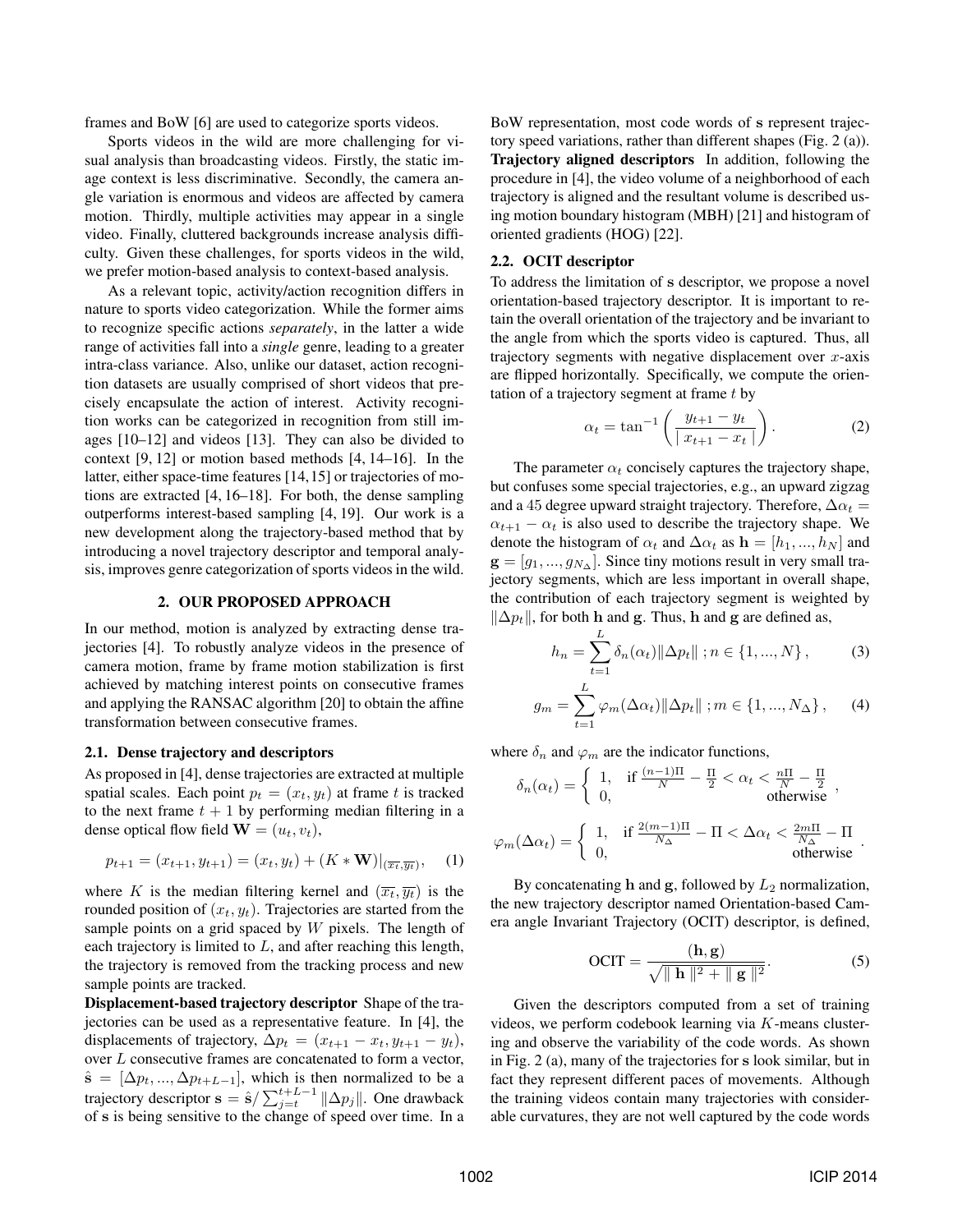frames and BoW [6] are used to categorize sports videos.

Sports videos in the wild are more challenging for visual analysis than broadcasting videos. Firstly, the static image context is less discriminative. Secondly, the camera angle variation is enormous and videos are affected by camera motion. Thirdly, multiple activities may appear in a single video. Finally, cluttered backgrounds increase analysis difficulty. Given these challenges, for sports videos in the wild, we prefer motion-based analysis to context-based analysis.

As a relevant topic, activity/action recognition differs in nature to sports video categorization. While the former aims to recognize specific actions *separately*, in the latter a wide range of activities fall into a *single* genre, leading to a greater intra-class variance. Also, unlike our dataset, action recognition datasets are usually comprised of short videos that precisely encapsulate the action of interest. Activity recognition works can be categorized in recognition from still images [10–12] and videos [13]. They can also be divided to context [9, 12] or motion based methods [4, 14–16]. In the latter, either space-time features [14, 15] or trajectories of motions are extracted [4, 16–18]. For both, the dense sampling outperforms interest-based sampling [4, 19]. Our work is a new development along the trajectory-based method that by introducing a novel trajectory descriptor and temporal analysis, improves genre categorization of sports videos in the wild.

## 2. OUR PROPOSED APPROACH

In our method, motion is analyzed by extracting dense trajectories [4]. To robustly analyze videos in the presence of camera motion, frame by frame motion stabilization is first achieved by matching interest points on consecutive frames and applying the RANSAC algorithm [20] to obtain the affine transformation between consecutive frames.

### 2.1. Dense trajectory and descriptors

As proposed in [4], dense trajectories are extracted at multiple spatial scales. Each point $p_t = (x_t, y_t)$ at frame $t$ is tracked to the next frame $t+1$ by performing median filtering in a dense optical flow field $\mathbf{W} = (u_t, v_t)$,

$$p_{t+1} = (x_{t+1}, y_{t+1}) = (x_t, y_t) + (K * \mathbf{W})|_{(\overline{x_t}, \overline{y_t})}, \quad (1)$$

where $K$ is the median filtering kernel and $(\overline{x_t}, \overline{y_t})$ is the rounded position of $(x_t, y_t)$. Trajectories are started from the sample points on a grid spaced by $W$ pixels. The length of each trajectory is limited to $L$, and after reaching this length, the trajectory is removed from the tracking process and new sample points are tracked.

**Displacement-based trajectory descriptor** Shape of the trajectories can be used as a representative feature. In [4], the displacements of trajectory, $\Delta p_t = (x_{t+1} - x_t, y_{t+1} - y_t)$, over $L$ consecutive frames are concatenated to form a vector, $\hat{\mathbf{s}} = [\Delta p_t, ..., \Delta p_{t+L-1}]$, which is then normalized to be a trajectory descriptor $\mathbf{s} = \hat{\mathbf{s}} / \sum_{j=t}^{t+L-1} \|\Delta p_j\|$. One drawback of $\mathbf{s}$ is being sensitive to the change of speed over time. In a BoW representation, most code words of $\mathbf{s}$ represent trajectory speed variations, rather than different shapes (Fig. 2 (a)).

**Trajectory aligned descriptors** In addition, following the procedure in [4], the video volume of a neighborhood of each trajectory is aligned and the resultant volume is described using motion boundary histogram (MBH) [21] and histogram of oriented gradients (HOG) [22].

### 2.2. OCIT descriptor

To address the limitation of $\mathbf{s}$ descriptor, we propose a novel orientation-based trajectory descriptor. It is important to retain the overall orientation of the trajectory and be invariant to the angle from which the sports video is captured. Thus, all trajectory segments with negative displacement over $x$-axis are flipped horizontally. Specifically, we compute the orientation of a trajectory segment at frame $t$ by

$$\alpha_t = \tan^{-1}\left(\frac{y_{t+1} - y_t}{\mid x_{t+1} - x_t \mid}\right). \quad (2)$$

The parameter $\alpha_t$ concisely captures the trajectory shape, but confuses some special trajectories, e.g., an upward zigzag and a 45 degree upward straight trajectory. Therefore, $\Delta\alpha_t = \alpha_{t+1} - \alpha_t$ is also used to describe the trajectory shape. We denote the histogram of $\alpha_t$ and $\Delta\alpha_t$ as $\mathbf{h} = [h_1, ..., h_N]$ and $\mathbf{g} = [g_1, ..., g_{N_\Delta}]$. Since tiny motions result in very small trajectory segments, which are less important in overall shape, the contribution of each trajectory segment is weighted by $\|\Delta p_t\|$, for both $\mathbf{h}$ and $\mathbf{g}$. Thus, $\mathbf{h}$ and $\mathbf{g}$ are defined as,

$$h_n = \sum_{t=1}^{L} \delta_n(\alpha_t)\|\Delta p_t\| \; ; n \in \{1, ..., N\}, \quad (3)$$

$$g_m = \sum_{t=1}^{L} \varphi_m(\Delta\alpha_t)\|\Delta p_t\| \; ; m \in \{1, ..., N_\Delta\}, \quad (4)$$

where $\delta_n$ and $\varphi_m$ are the indicator functions,

$$\delta_n(\alpha_t) = \begin{cases} 1, & \text{if } \frac{(n-1)\Pi}{N} - \frac{\Pi}{2} < \alpha_t < \frac{n\Pi}{N} - \frac{\Pi}{2} \\ 0, & \text{otherwise} \end{cases},$$

$$\varphi_m(\Delta\alpha_t) = \begin{cases} 1, & \text{if } \frac{2(m-1)\Pi}{N_\Delta} - \Pi < \Delta\alpha_t < \frac{2m\Pi}{N_\Delta} - \Pi \\ 0, & \text{otherwise} \end{cases}.$$

By concatenating $\mathbf{h}$ and $\mathbf{g}$, followed by $L_2$ normalization, the new trajectory descriptor named Orientation-based Camera angle Invariant Trajectory (OCIT) descriptor, is defined,

$$\text{OCIT} = \frac{(\mathbf{h}, \mathbf{g})}{\sqrt{\| \mathbf{h} \|^2 + \| \mathbf{g} \|^2}}. \quad (5)$$

Given the descriptors computed from a set of training videos, we perform codebook learning via $K$-means clustering and observe the variability of the code words. As shown in Fig. 2 (a), many of the trajectories for $\mathbf{s}$ look similar, but in fact they represent different paces of movements. Although the training videos contain many trajectories with considerable curvatures, they are not well captured by the code words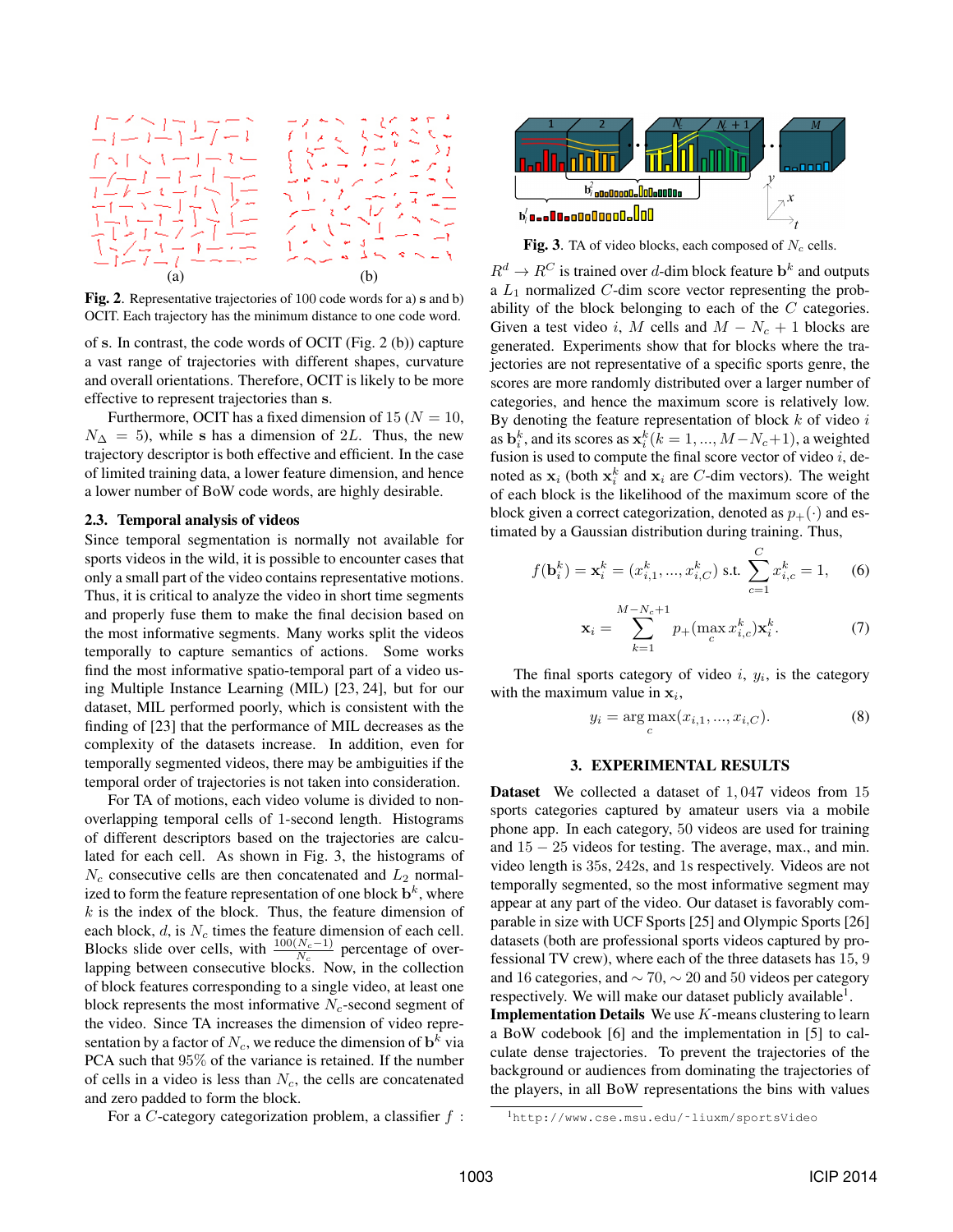Fig. 2. Representative trajectories of 100 code words for a) s and b) OCIT. Each trajectory has the minimum distance to one code word.

of s. In contrast, the code words of OCIT (Fig. 2 (b)) capture a vast range of trajectories with different shapes, curvature and overall orientations. Therefore, OCIT is likely to be more effective to represent trajectories than s.

Furthermore, OCIT has a fixed dimension of 15 ($N = 10$, $N_\Delta = 5$), while s has a dimension of $2L$. Thus, the new trajectory descriptor is both effective and efficient. In the case of limited training data, a lower feature dimension, and hence a lower number of BoW code words, are highly desirable.

### 2.3. Temporal analysis of videos

Since temporal segmentation is normally not available for sports videos in the wild, it is possible to encounter cases that only a small part of the video contains representative motions. Thus, it is critical to analyze the video in short time segments and properly fuse them to make the final decision based on the most informative segments. Many works split the videos temporally to capture semantics of actions. Some works find the most informative spatio-temporal part of a video using Multiple Instance Learning (MIL) [23, 24], but for our dataset, MIL performed poorly, which is consistent with the finding of [23] that the performance of MIL decreases as the complexity of the datasets increase. In addition, even for temporally segmented videos, there may be ambiguities if the temporal order of trajectories is not taken into consideration.

For TA of motions, each video volume is divided to non-overlapping temporal cells of 1-second length. Histograms of different descriptors based on the trajectories are calculated for each cell. As shown in Fig. 3, the histograms of $N_c$ consecutive cells are then concatenated and $L_2$ normalized to form the feature representation of one block $\mathbf{b}^k$, where $k$ is the index of the block. Thus, the feature dimension of each block, $d$, is $N_c$ times the feature dimension of each cell. Blocks slide over cells, with $\frac{100(N_c-1)}{N_c}$ percentage of overlapping between consecutive blocks. Now, in the collection of block features corresponding to a single video, at least one block represents the most informative $N_c$-second segment of the video. Since TA increases the dimension of video representation by a factor of $N_c$, we reduce the dimension of $\mathbf{b}^k$ via PCA such that 95% of the variance is retained. If the number of cells in a video is less than $N_c$, the cells are concatenated and zero padded to form the block.

For a $C$-category categorization problem, a classifier $f$ : $R^d \rightarrow R^C$ is trained over $d$-dim block feature $\mathbf{b}^k$ and outputs a $L_1$ normalized $C$-dim score vector representing the probability of the block belonging to each of the $C$ categories. Given a test video $i$, $M$ cells and $M - N_c + 1$ blocks are generated. Experiments show that for blocks where the trajectories are not representative of a specific sports genre, the scores are more randomly distributed over a larger number of categories, and hence the maximum score is relatively low. By denoting the feature representation of block $k$ of video $i$ as $\mathbf{b}_i^k$, and its scores as $\mathbf{x}_i^k (k = 1, ..., M-N_c+1)$, a weighted fusion is used to compute the final score vector of video $i$, denoted as $\mathbf{x}_i$ (both $\mathbf{x}_i^k$ and $\mathbf{x}_i$ are $C$-dim vectors). The weight of each block is the likelihood of the maximum score of the block given a correct categorization, denoted as $p_+(\cdot)$ and estimated by a Gaussian distribution during training. Thus,

$$f(\mathbf{b}_i^k) = \mathbf{x}_i^k = (x_{i,1}^k, ..., x_{i,C}^k) \text{ s.t. } \sum_{c=1}^{C} x_{i,c}^k = 1, \quad (6)$$

$$\mathbf{x}_i = \sum_{k=1}^{M-N_c+1} p_+(\max_c x_{i,c}^k)\mathbf{x}_i^k. \quad (7)$$

The final sports category of video $i$, $y_i$, is the category with the maximum value in $\mathbf{x}_i$,

$$y_i = \arg\max_c(x_{i,1}, ..., x_{i,C}). \quad (8)$$

Fig. 3. TA of video blocks, each composed of $N_c$ cells.

## 3. EXPERIMENTAL RESULTS

**Dataset** We collected a dataset of 1,047 videos from 15 sports categories captured by amateur users via a mobile phone app. In each category, 50 videos are used for training and 15 − 25 videos for testing. The average, max., and min. video length is 35s, 242s, and 1s respectively. Videos are not temporally segmented, so the most informative segment may appear at any part of the video. Our dataset is favorably comparable in size with UCF Sports [25] and Olympic Sports [26] datasets (both are professional sports videos captured by professional TV crew), where each of the three datasets has 15, 9 and 16 categories, and ∼ 70, ∼ 20 and 50 videos per category respectively. We will make our dataset publicly available[1].

**Implementation Details** We use $K$-means clustering to learn a BoW codebook [6] and the implementation in [5] to calculate dense trajectories. To prevent the trajectories of the background or audiences from dominating the trajectories of the players, in all BoW representations the bins with values

[1] http://www.cse.msu.edu/~liuxm/sportsVideo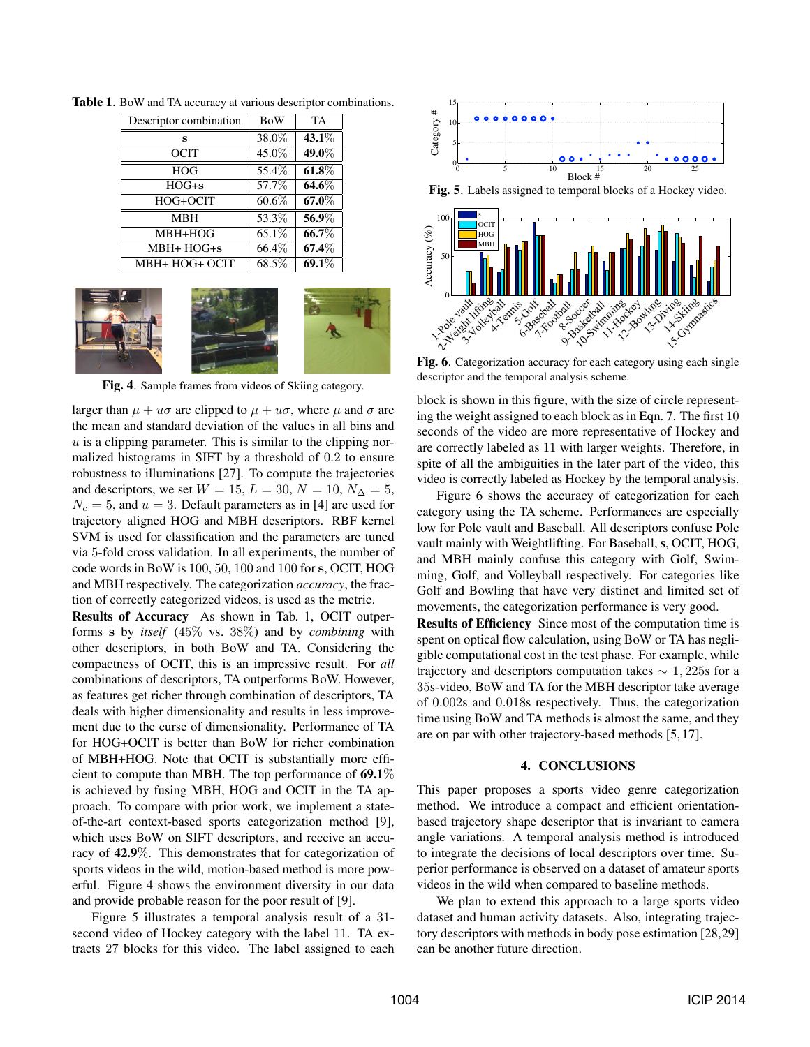**Table 1**. BoW and TA accuracy at various descriptor combinations.

| Descriptor combination | BoW | TA |
|---|---|---|
| s | 38.0% | **43.1**% |
| OCIT | 45.0% | **49.0**% |
| HOG | 55.4% | **61.8**% |
| HOG+s | 57.7% | **64.6**% |
| HOG+OCIT | 60.6% | **67.0**% |
| MBH | 53.3% | **56.9**% |
| MBH+HOG | 65.1% | **66.7**% |
| MBH+ HOG+s | 66.4% | **67.4**% |
| MBH+ HOG+ OCIT | 68.5% | **69.1**% |

**Fig. 4**. Sample frames from videos of Skiing category.

larger than $\mu + u\sigma$ are clipped to $\mu + u\sigma$, where $\mu$ and $\sigma$ are the mean and standard deviation of the values in all bins and $u$ is a clipping parameter. This is similar to the clipping normalized histograms in SIFT by a threshold of 0.2 to ensure robustness to illuminations [27]. To compute the trajectories and descriptors, we set $W = 15$, $L = 30$, $N = 10$, $N_\Delta = 5$, $N_c = 5$, and $u = 3$. Default parameters as in [4] are used for trajectory aligned HOG and MBH descriptors. RBF kernel SVM is used for classification and the parameters are tuned via 5-fold cross validation. In all experiments, the number of code words in BoW is 100, 50, 100 and 100 for **s**, OCIT, HOG and MBH respectively. The categorization *accuracy*, the fraction of correctly categorized videos, is used as the metric.

**Results of Accuracy** As shown in Tab. 1, OCIT outperforms **s** by *itself* (45% vs. 38%) and by *combining* with other descriptors, in both BoW and TA. Considering the compactness of OCIT, this is an impressive result. For *all* combinations of descriptors, TA outperforms BoW. However, as features get richer through combination of descriptors, TA deals with higher dimensionality and results in less improvement due to the curse of dimensionality. Performance of TA for HOG+OCIT is better than BoW for richer combination of MBH+HOG. Note that OCIT is substantially more efficient to compute than MBH. The top performance of **69.1**% is achieved by fusing MBH, HOG and OCIT in the TA approach. To compare with prior work, we implement a state-of-the-art context-based sports categorization method [9], which uses BoW on SIFT descriptors, and receive an accuracy of **42.9**%. This demonstrates that for categorization of sports videos in the wild, motion-based method is more powerful. Figure 4 shows the environment diversity in our data and provide probable reason for the poor result of [9].

Figure 5 illustrates a temporal analysis result of a 31-second video of Hockey category with the label 11. TA extracts 27 blocks for this video. The label assigned to each block is shown in this figure, with the size of circle representing the weight assigned to each block as in Eqn. 7. The first 10 seconds of the video are more representative of Hockey and are correctly labeled as 11 with larger weights. Therefore, in spite of all the ambiguities in the later part of the video, this video is correctly labeled as Hockey by the temporal analysis.

**Fig. 5**. Labels assigned to temporal blocks of a Hockey video.

**Fig. 6**. Categorization accuracy for each category using each single descriptor and the temporal analysis scheme.

Figure 6 shows the accuracy of categorization for each category using the TA scheme. Performances are especially low for Pole vault and Baseball. All descriptors confuse Pole vault mainly with Weightlifting. For Baseball, **s**, OCIT, HOG, and MBH mainly confuse this category with Golf, Swimming, Golf, and Volleyball respectively. For categories like Golf and Bowling that have very distinct and limited set of movements, the categorization performance is very good.

**Results of Efficiency** Since most of the computation time is spent on optical flow calculation, using BoW or TA has negligible computational cost in the test phase. For example, while trajectory and descriptors computation takes $\sim 1{,}225$s for a 35s-video, BoW and TA for the MBH descriptor take average of 0.002s and 0.018s respectively. Thus, the categorization time using BoW and TA methods is almost the same, and they are on par with other trajectory-based methods [5, 17].

## 4. CONCLUSIONS

This paper proposes a sports video genre categorization method. We introduce a compact and efficient orientation-based trajectory shape descriptor that is invariant to camera angle variations. A temporal analysis method is introduced to integrate the decisions of local descriptors over time. Superior performance is observed on a dataset of amateur sports videos in the wild when compared to baseline methods.

We plan to extend this approach to a large sports video dataset and human activity datasets. Also, integrating trajectory descriptors with methods in body pose estimation [28,29] can be another future direction.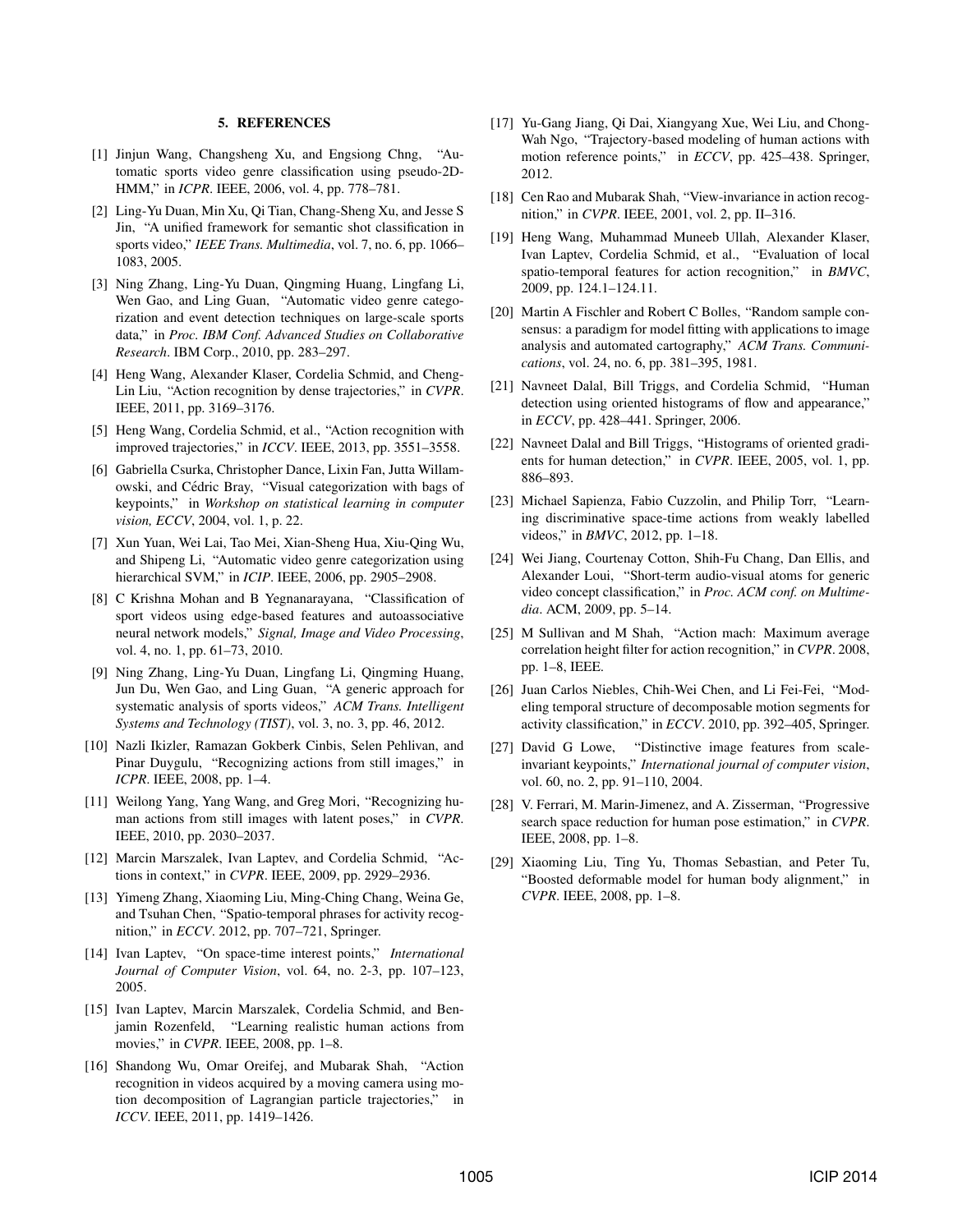## 5. REFERENCES

[1] Jinjun Wang, Changsheng Xu, and Engsiong Chng, "Automatic sports video genre classification using pseudo-2D-HMM," in *ICPR*. IEEE, 2006, vol. 4, pp. 778–781.

[2] Ling-Yu Duan, Min Xu, Qi Tian, Chang-Sheng Xu, and Jesse S Jin, "A unified framework for semantic shot classification in sports video," *IEEE Trans. Multimedia*, vol. 7, no. 6, pp. 1066–1083, 2005.

[3] Ning Zhang, Ling-Yu Duan, Qingming Huang, Lingfang Li, Wen Gao, and Ling Guan, "Automatic video genre categorization and event detection techniques on large-scale sports data," in *Proc. IBM Conf. Advanced Studies on Collaborative Research*. IBM Corp., 2010, pp. 283–297.

[4] Heng Wang, Alexander Klaser, Cordelia Schmid, and Cheng-Lin Liu, "Action recognition by dense trajectories," in *CVPR*. IEEE, 2011, pp. 3169–3176.

[5] Heng Wang, Cordelia Schmid, et al., "Action recognition with improved trajectories," in *ICCV*. IEEE, 2013, pp. 3551–3558.

[6] Gabriella Csurka, Christopher Dance, Lixin Fan, Jutta Willamowski, and Cédric Bray, "Visual categorization with bags of keypoints," in *Workshop on statistical learning in computer vision, ECCV*, 2004, vol. 1, p. 22.

[7] Xun Yuan, Wei Lai, Tao Mei, Xian-Sheng Hua, Xiu-Qing Wu, and Shipeng Li, "Automatic video genre categorization using hierarchical SVM," in *ICIP*. IEEE, 2006, pp. 2905–2908.

[8] C Krishna Mohan and B Yegnanarayana, "Classification of sport videos using edge-based features and autoassociative neural network models," *Signal, Image and Video Processing*, vol. 4, no. 1, pp. 61–73, 2010.

[9] Ning Zhang, Ling-Yu Duan, Lingfang Li, Qingming Huang, Jun Du, Wen Gao, and Ling Guan, "A generic approach for systematic analysis of sports videos," *ACM Trans. Intelligent Systems and Technology (TIST)*, vol. 3, no. 3, pp. 46, 2012.

[10] Nazli Ikizler, Ramazan Gokberk Cinbis, Selen Pehlivan, and Pinar Duygulu, "Recognizing actions from still images," in *ICPR*. IEEE, 2008, pp. 1–4.

[11] Weilong Yang, Yang Wang, and Greg Mori, "Recognizing human actions from still images with latent poses," in *CVPR*. IEEE, 2010, pp. 2030–2037.

[12] Marcin Marszalek, Ivan Laptev, and Cordelia Schmid, "Actions in context," in *CVPR*. IEEE, 2009, pp. 2929–2936.

[13] Yimeng Zhang, Xiaoming Liu, Ming-Ching Chang, Weina Ge, and Tsuhan Chen, "Spatio-temporal phrases for activity recognition," in *ECCV*. 2012, pp. 707–721, Springer.

[14] Ivan Laptev, "On space-time interest points," *International Journal of Computer Vision*, vol. 64, no. 2-3, pp. 107–123, 2005.

[15] Ivan Laptev, Marcin Marszalek, Cordelia Schmid, and Benjamin Rozenfeld, "Learning realistic human actions from movies," in *CVPR*. IEEE, 2008, pp. 1–8.

[16] Shandong Wu, Omar Oreifej, and Mubarak Shah, "Action recognition in videos acquired by a moving camera using motion decomposition of Lagrangian particle trajectories," in *ICCV*. IEEE, 2011, pp. 1419–1426.

[17] Yu-Gang Jiang, Qi Dai, Xiangyang Xue, Wei Liu, and Chong-Wah Ngo, "Trajectory-based modeling of human actions with motion reference points," in *ECCV*, pp. 425–438. Springer, 2012.

[18] Cen Rao and Mubarak Shah, "View-invariance in action recognition," in *CVPR*. IEEE, 2001, vol. 2, pp. II–316.

[19] Heng Wang, Muhammad Muneeb Ullah, Alexander Klaser, Ivan Laptev, Cordelia Schmid, et al., "Evaluation of local spatio-temporal features for action recognition," in *BMVC*, 2009, pp. 124.1–124.11.

[20] Martin A Fischler and Robert C Bolles, "Random sample consensus: a paradigm for model fitting with applications to image analysis and automated cartography," *ACM Trans. Communications*, vol. 24, no. 6, pp. 381–395, 1981.

[21] Navneet Dalal, Bill Triggs, and Cordelia Schmid, "Human detection using oriented histograms of flow and appearance," in *ECCV*, pp. 428–441. Springer, 2006.

[22] Navneet Dalal and Bill Triggs, "Histograms of oriented gradients for human detection," in *CVPR*. IEEE, 2005, vol. 1, pp. 886–893.

[23] Michael Sapienza, Fabio Cuzzolin, and Philip Torr, "Learning discriminative space-time actions from weakly labelled videos," in *BMVC*, 2012, pp. 1–18.

[24] Wei Jiang, Courtenay Cotton, Shih-Fu Chang, Dan Ellis, and Alexander Loui, "Short-term audio-visual atoms for generic video concept classification," in *Proc. ACM conf. on Multimedia*. ACM, 2009, pp. 5–14.

[25] M Sullivan and M Shah, "Action mach: Maximum average correlation height filter for action recognition," in *CVPR*. 2008, pp. 1–8, IEEE.

[26] Juan Carlos Niebles, Chih-Wei Chen, and Li Fei-Fei, "Modeling temporal structure of decomposable motion segments for activity classification," in *ECCV*. 2010, pp. 392–405, Springer.

[27] David G Lowe, "Distinctive image features from scale-invariant keypoints," *International journal of computer vision*, vol. 60, no. 2, pp. 91–110, 2004.

[28] V. Ferrari, M. Marin-Jimenez, and A. Zisserman, "Progressive search space reduction for human pose estimation," in *CVPR*. IEEE, 2008, pp. 1–8.

[29] Xiaoming Liu, Ting Yu, Thomas Sebastian, and Peter Tu, "Boosted deformable model for human body alignment," in *CVPR*. IEEE, 2008, pp. 1–8.